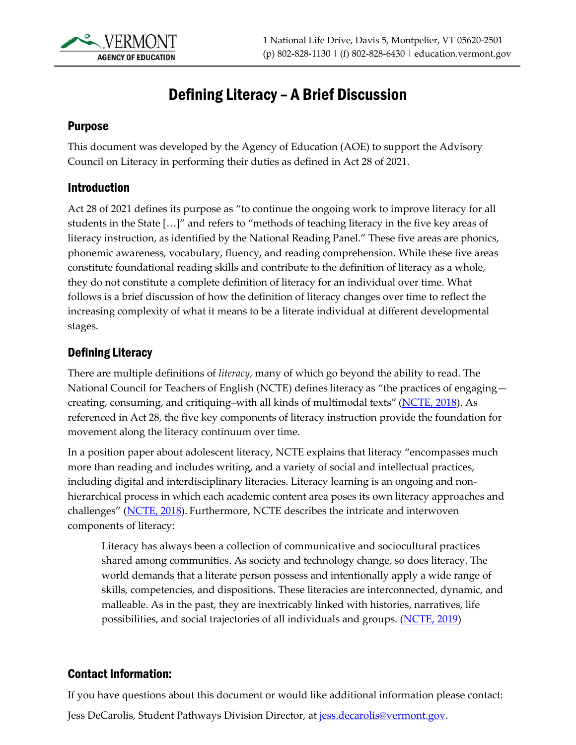VERMONT AGENCY OF EDUCATION

1 National Life Drive, Davis 5, Montpelier, VT 05620-2501
(p) 802-828-1130 | (f) 802-828-6430 | education.vermont.gov

# Defining Literacy – A Brief Discussion

## Purpose

This document was developed by the Agency of Education (AOE) to support the Advisory Council on Literacy in performing their duties as defined in Act 28 of 2021.

## Introduction

Act 28 of 2021 defines its purpose as "to continue the ongoing work to improve literacy for all students in the State […]" and refers to "methods of teaching literacy in the five key areas of literacy instruction, as identified by the National Reading Panel." These five areas are phonics, phonemic awareness, vocabulary, fluency, and reading comprehension. While these five areas constitute foundational reading skills and contribute to the definition of literacy as a whole, they do not constitute a complete definition of literacy for an individual over time. What follows is a brief discussion of how the definition of literacy changes over time to reflect the increasing complexity of what it means to be a literate individual at different developmental stages.

## Defining Literacy

There are multiple definitions of *literacy*, many of which go beyond the ability to read. The National Council for Teachers of English (NCTE) defines literacy as "the practices of engaging—creating, consuming, and critiquing–with all kinds of multimodal texts" (NCTE, 2018). As referenced in Act 28, the five key components of literacy instruction provide the foundation for movement along the literacy continuum over time.

In a position paper about adolescent literacy, NCTE explains that literacy "encompasses much more than reading and includes writing, and a variety of social and intellectual practices, including digital and interdisciplinary literacies. Literacy learning is an ongoing and non-hierarchical process in which each academic content area poses its own literacy approaches and challenges" (NCTE, 2018). Furthermore, NCTE describes the intricate and interwoven components of literacy:

> Literacy has always been a collection of communicative and sociocultural practices shared among communities. As society and technology change, so does literacy. The world demands that a literate person possess and intentionally apply a wide range of skills, competencies, and dispositions. These literacies are interconnected, dynamic, and malleable. As in the past, they are inextricably linked with histories, narratives, life possibilities, and social trajectories of all individuals and groups. (NCTE, 2019)

## Contact Information:

If you have questions about this document or would like additional information please contact:

Jess DeCarolis, Student Pathways Division Director, at jess.decarolis@vermont.gov.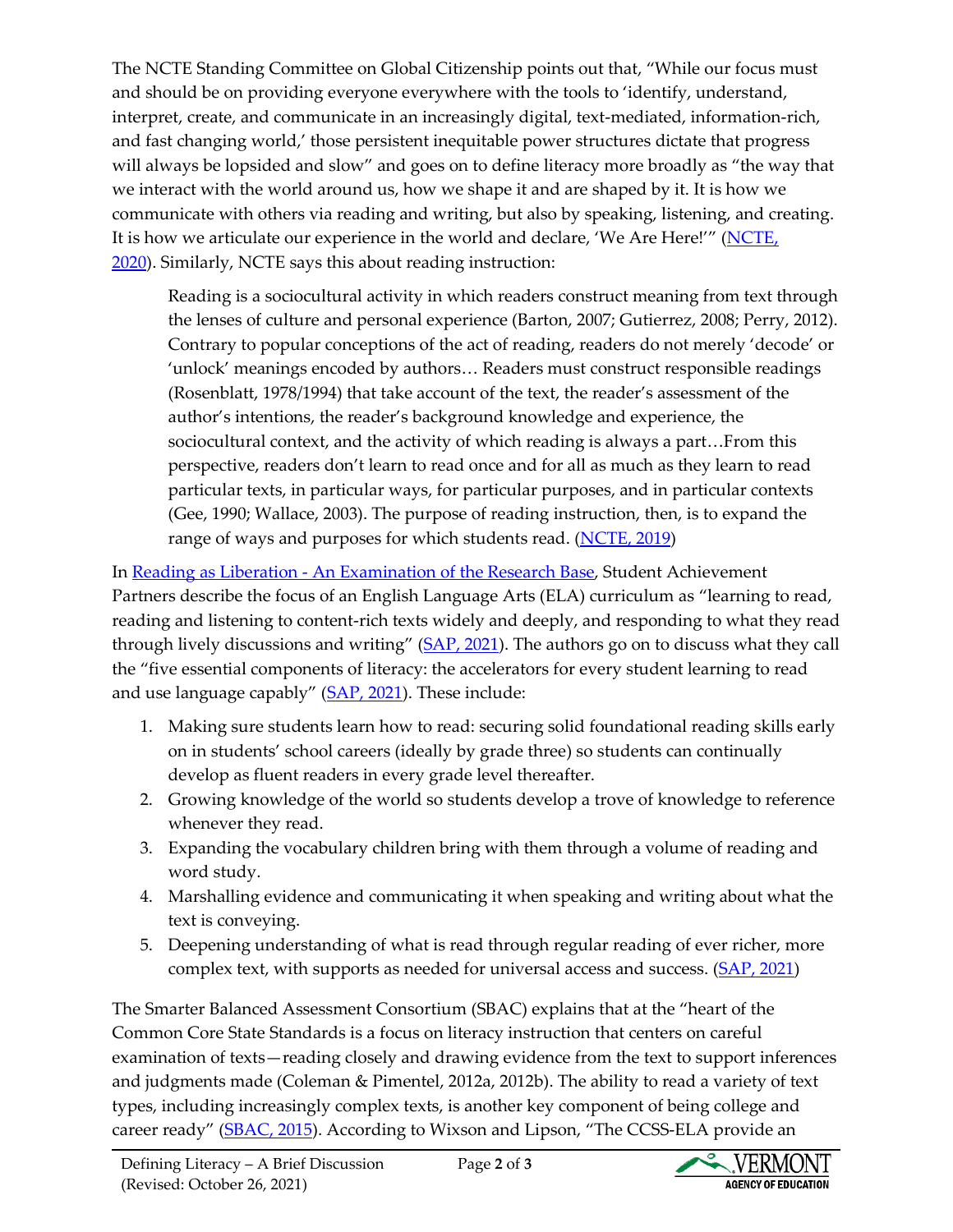The NCTE Standing Committee on Global Citizenship points out that, "While our focus must and should be on providing everyone everywhere with the tools to 'identify, understand, interpret, create, and communicate in an increasingly digital, text-mediated, information-rich, and fast changing world,' those persistent inequitable power structures dictate that progress will always be lopsided and slow" and goes on to define literacy more broadly as "the way that we interact with the world around us, how we shape it and are shaped by it. It is how we communicate with others via reading and writing, but also by speaking, listening, and creating. It is how we articulate our experience in the world and declare, 'We Are Here!'" ([NCTE, 2020](#)). Similarly, NCTE says this about reading instruction:

> Reading is a sociocultural activity in which readers construct meaning from text through the lenses of culture and personal experience (Barton, 2007; Gutierrez, 2008; Perry, 2012). Contrary to popular conceptions of the act of reading, readers do not merely 'decode' or 'unlock' meanings encoded by authors… Readers must construct responsible readings (Rosenblatt, 1978/1994) that take account of the text, the reader's assessment of the author's intentions, the reader's background knowledge and experience, the sociocultural context, and the activity of which reading is always a part…From this perspective, readers don't learn to read once and for all as much as they learn to read particular texts, in particular ways, for particular purposes, and in particular contexts (Gee, 1990; Wallace, 2003). The purpose of reading instruction, then, is to expand the range of ways and purposes for which students read. ([NCTE, 2019](#))

In [Reading as Liberation - An Examination of the Research Base](#), Student Achievement Partners describe the focus of an English Language Arts (ELA) curriculum as "learning to read, reading and listening to content-rich texts widely and deeply, and responding to what they read through lively discussions and writing" ([SAP, 2021](#)). The authors go on to discuss what they call the "five essential components of literacy: the accelerators for every student learning to read and use language capably" ([SAP, 2021](#)). These include:

1. Making sure students learn how to read: securing solid foundational reading skills early on in students' school careers (ideally by grade three) so students can continually develop as fluent readers in every grade level thereafter.
2. Growing knowledge of the world so students develop a trove of knowledge to reference whenever they read.
3. Expanding the vocabulary children bring with them through a volume of reading and word study.
4. Marshalling evidence and communicating it when speaking and writing about what the text is conveying.
5. Deepening understanding of what is read through regular reading of ever richer, more complex text, with supports as needed for universal access and success. ([SAP, 2021](#))

The Smarter Balanced Assessment Consortium (SBAC) explains that at the "heart of the Common Core State Standards is a focus on literacy instruction that centers on careful examination of texts—reading closely and drawing evidence from the text to support inferences and judgments made (Coleman & Pimentel, 2012a, 2012b). The ability to read a variety of text types, including increasingly complex texts, is another key component of being college and career ready" ([SBAC, 2015](#)). According to Wixson and Lipson, "The CCSS-ELA provide an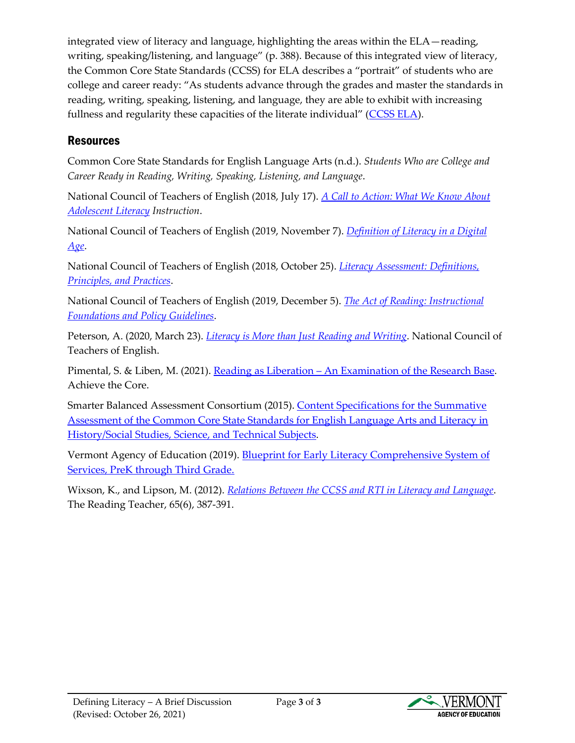integrated view of literacy and language, highlighting the areas within the ELA—reading, writing, speaking/listening, and language" (p. 388). Because of this integrated view of literacy, the Common Core State Standards (CCSS) for ELA describes a "portrait" of students who are college and career ready: "As students advance through the grades and master the standards in reading, writing, speaking, listening, and language, they are able to exhibit with increasing fullness and regularity these capacities of the literate individual" (CCSS ELA).

## Resources

Common Core State Standards for English Language Arts (n.d.). *Students Who are College and Career Ready in Reading, Writing, Speaking, Listening, and Language*.

National Council of Teachers of English (2018, July 17). *A Call to Action: What We Know About Adolescent Literacy Instruction*.

National Council of Teachers of English (2019, November 7). *Definition of Literacy in a Digital Age*.

National Council of Teachers of English (2018, October 25). *Literacy Assessment: Definitions, Principles, and Practices*.

National Council of Teachers of English (2019, December 5). *The Act of Reading: Instructional Foundations and Policy Guidelines*.

Peterson, A. (2020, March 23). *Literacy is More than Just Reading and Writing*. National Council of Teachers of English.

Pimental, S. & Liben, M. (2021). Reading as Liberation – An Examination of the Research Base. Achieve the Core.

Smarter Balanced Assessment Consortium (2015). Content Specifications for the Summative Assessment of the Common Core State Standards for English Language Arts and Literacy in History/Social Studies, Science, and Technical Subjects.

Vermont Agency of Education (2019). Blueprint for Early Literacy Comprehensive System of Services, PreK through Third Grade.

Wixson, K., and Lipson, M. (2012). *Relations Between the CCSS and RTI in Literacy and Language*. The Reading Teacher, 65(6), 387-391.